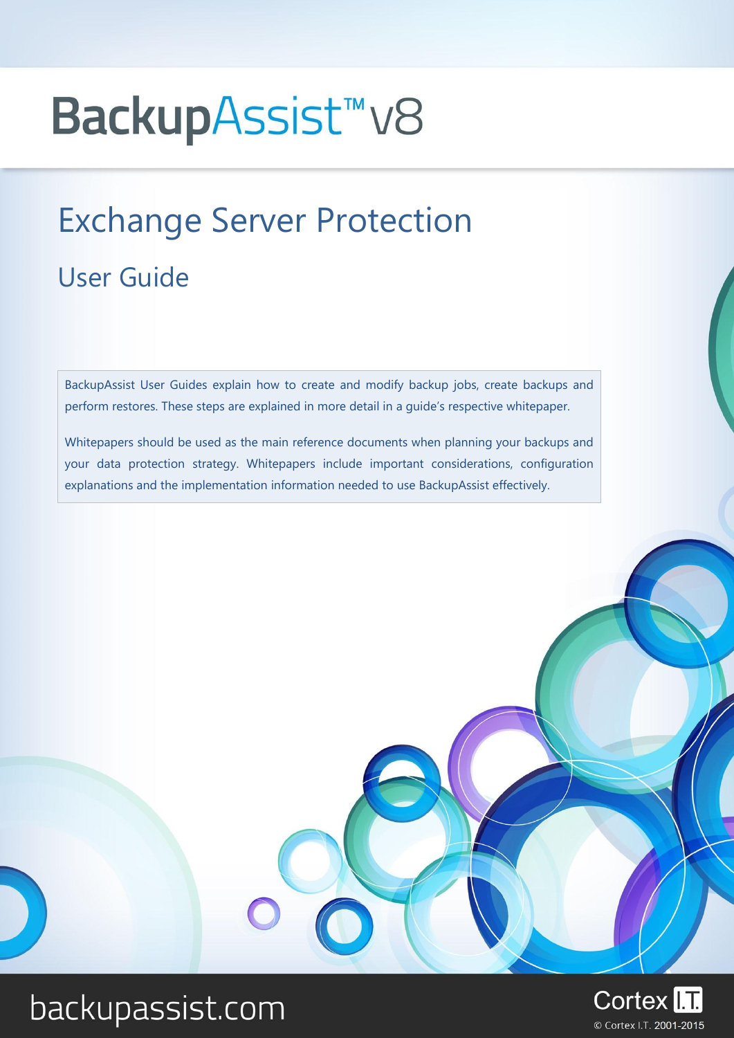# BackupAssist™ v8

## Exchange Server Protection

### User Guide

BackupAssist User Guides explain how to create and modify backup jobs, create backups and perform restores. These steps are explained in more detail in a guide's respective whitepaper.

Whitepapers should be used as the main reference documents when planning your backups and your data protection strategy. Whitepapers include important considerations, configuration explanations and the implementation information needed to use BackupAssist effectively.

backupassist.com

Cortex I.T.

© Cortex I.T. 2001-2015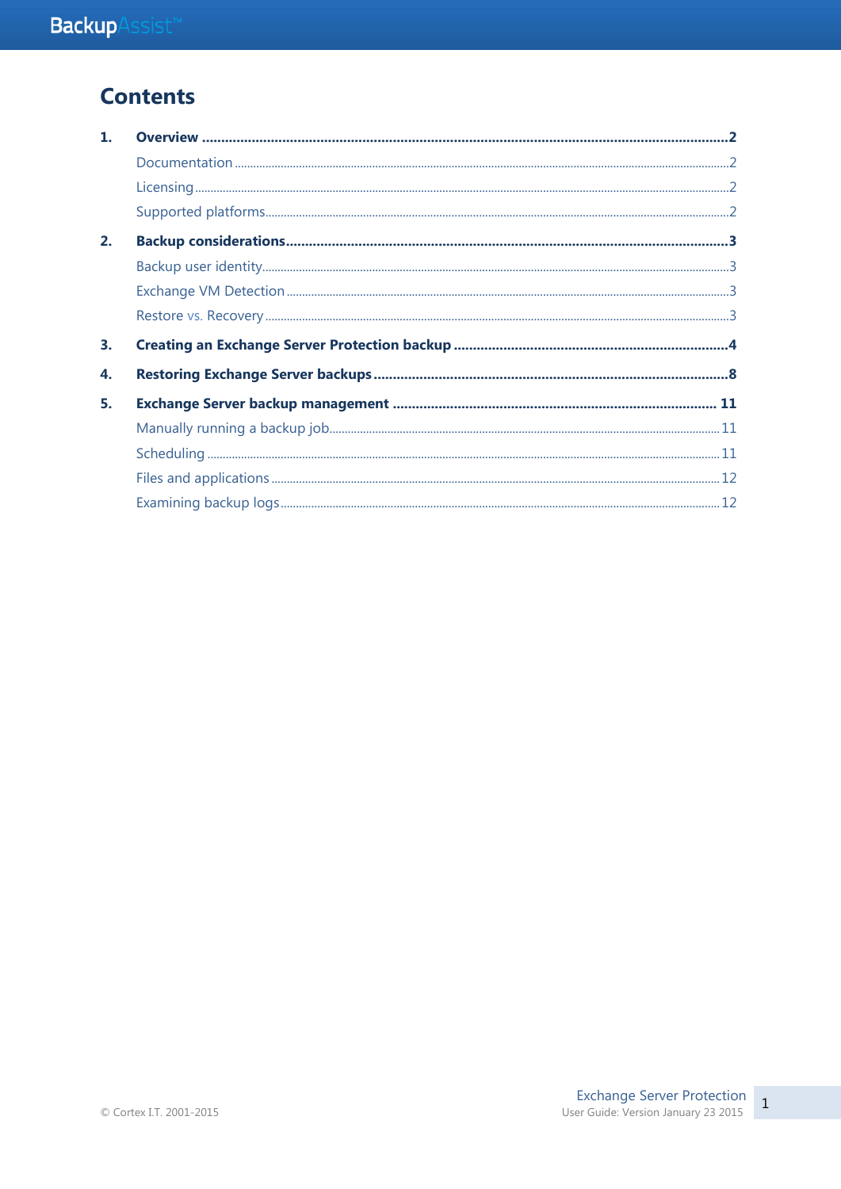# Contents

1. **Overview** ........ **2**
   - Documentation ........ 2
   - Licensing ........ 2
   - Supported platforms ........ 2
2. **Backup considerations** ........ **3**
   - Backup user identity ........ 3
   - Exchange VM Detection ........ 3
   - Restore vs. Recovery ........ 3
3. **Creating an Exchange Server Protection backup** ........ **4**
4. **Restoring Exchange Server backups** ........ **8**
5. **Exchange Server backup management** ........ **11**
   - Manually running a backup job ........ 11
   - Scheduling ........ 11
   - Files and applications ........ 12
   - Examining backup logs ........ 12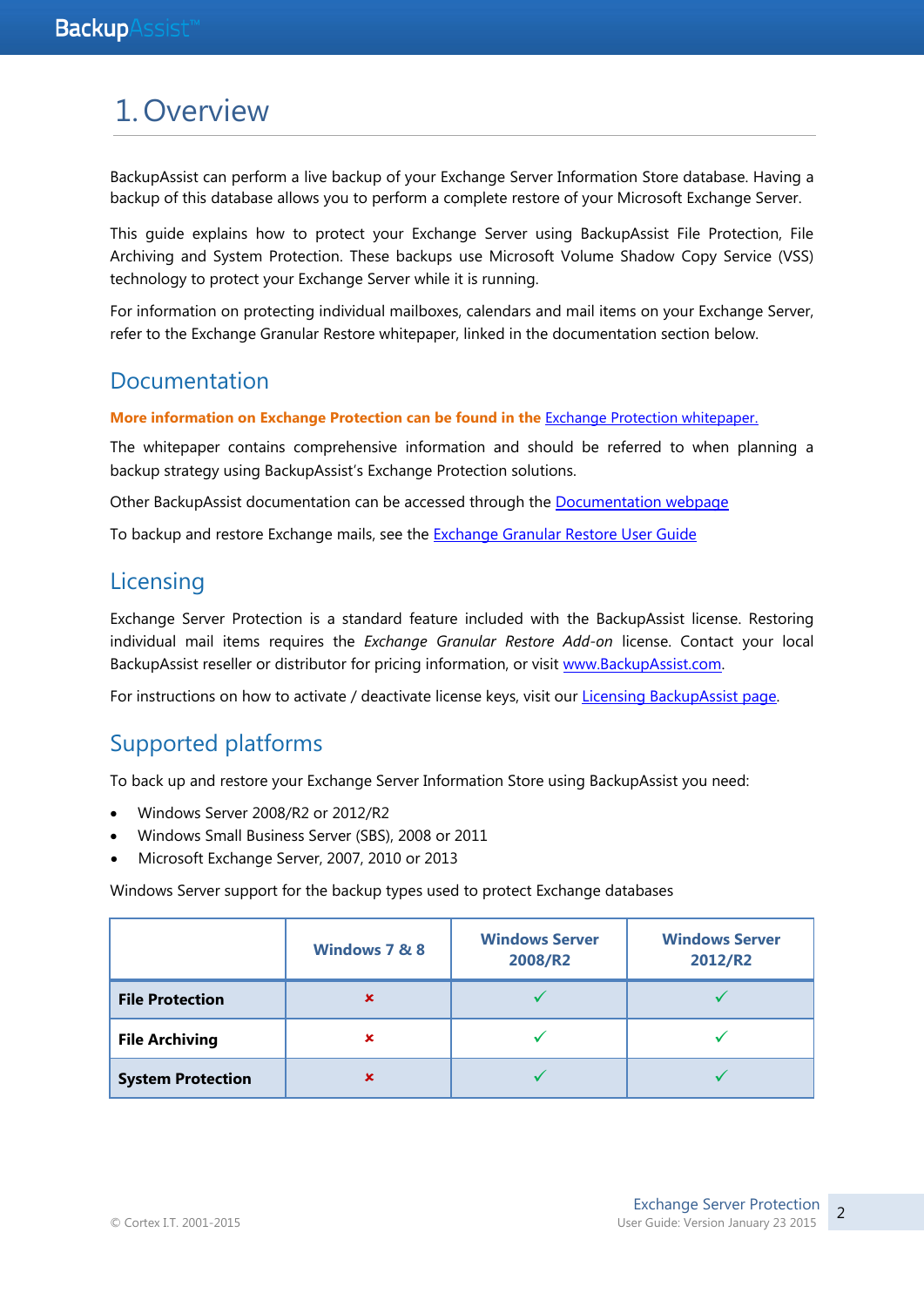# 1. Overview

BackupAssist can perform a live backup of your Exchange Server Information Store database. Having a backup of this database allows you to perform a complete restore of your Microsoft Exchange Server.

This guide explains how to protect your Exchange Server using BackupAssist File Protection, File Archiving and System Protection. These backups use Microsoft Volume Shadow Copy Service (VSS) technology to protect your Exchange Server while it is running.

For information on protecting individual mailboxes, calendars and mail items on your Exchange Server, refer to the Exchange Granular Restore whitepaper, linked in the documentation section below.

## Documentation

**More information on Exchange Protection can be found in the** Exchange Protection whitepaper.

The whitepaper contains comprehensive information and should be referred to when planning a backup strategy using BackupAssist's Exchange Protection solutions.

Other BackupAssist documentation can be accessed through the Documentation webpage

To backup and restore Exchange mails, see the Exchange Granular Restore User Guide

## Licensing

Exchange Server Protection is a standard feature included with the BackupAssist license. Restoring individual mail items requires the *Exchange Granular Restore Add-on* license. Contact your local BackupAssist reseller or distributor for pricing information, or visit www.BackupAssist.com.

For instructions on how to activate / deactivate license keys, visit our Licensing BackupAssist page.

## Supported platforms

To back up and restore your Exchange Server Information Store using BackupAssist you need:

- Windows Server 2008/R2 or 2012/R2
- Windows Small Business Server (SBS), 2008 or 2011
- Microsoft Exchange Server, 2007, 2010 or 2013

Windows Server support for the backup types used to protect Exchange databases

| | Windows 7 & 8 | Windows Server 2008/R2 | Windows Server 2012/R2 |
|---|---|---|---|
| **File Protection** | ✗ | ✓ | ✓ |
| **File Archiving** | ✗ | ✓ | ✓ |
| **System Protection** | ✗ | ✓ | ✓ |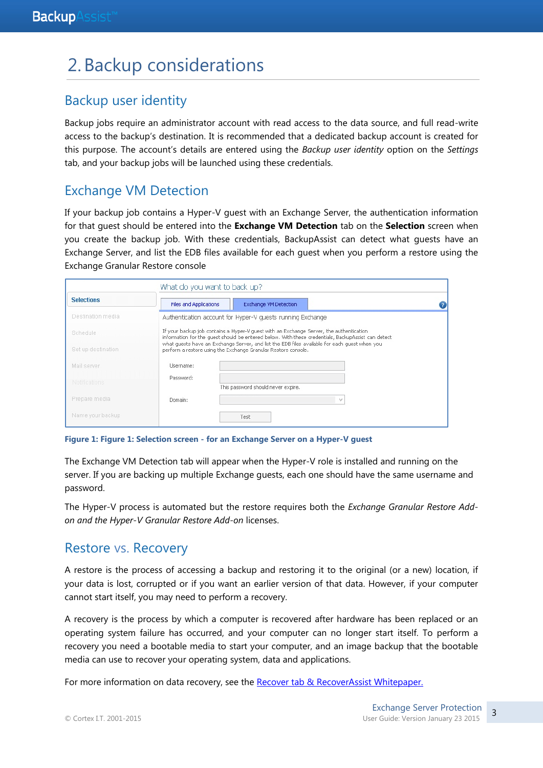# 2. Backup considerations

## Backup user identity

Backup jobs require an administrator account with read access to the data source, and full read-write access to the backup's destination. It is recommended that a dedicated backup account is created for this purpose. The account's details are entered using the *Backup user identity* option on the *Settings* tab, and your backup jobs will be launched using these credentials.

## Exchange VM Detection

If your backup job contains a Hyper-V guest with an Exchange Server, the authentication information for that guest should be entered into the **Exchange VM Detection** tab on the **Selection** screen when you create the backup job. With these credentials, BackupAssist can detect what guests have an Exchange Server, and list the EDB files available for each guest when you perform a restore using the Exchange Granular Restore console

**Figure 1: Figure 1: Selection screen - for an Exchange Server on a Hyper-V guest**

The Exchange VM Detection tab will appear when the Hyper-V role is installed and running on the server. If you are backing up multiple Exchange guests, each one should have the same username and password.

The Hyper-V process is automated but the restore requires both the *Exchange Granular Restore Add-on and the Hyper-V Granular Restore Add-on* licenses.

## Restore vs. Recovery

A restore is the process of accessing a backup and restoring it to the original (or a new) location, if your data is lost, corrupted or if you want an earlier version of that data. However, if your computer cannot start itself, you may need to perform a recovery.

A recovery is the process by which a computer is recovered after hardware has been replaced or an operating system failure has occurred, and your computer can no longer start itself. To perform a recovery you need a bootable media to start your computer, and an image backup that the bootable media can use to recover your operating system, data and applications.

For more information on data recovery, see the Recover tab & RecoverAssist Whitepaper.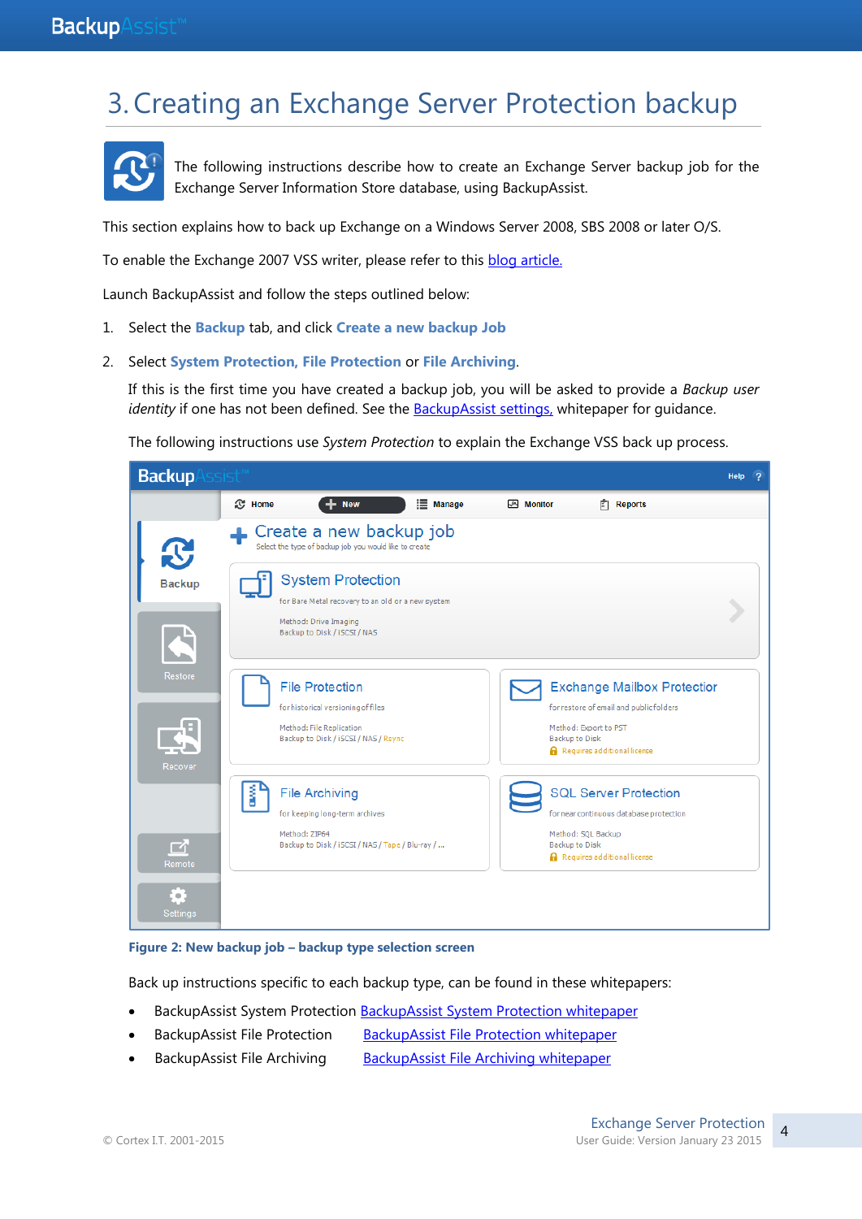# 3. Creating an Exchange Server Protection backup

The following instructions describe how to create an Exchange Server backup job for the Exchange Server Information Store database, using BackupAssist.

This section explains how to back up Exchange on a Windows Server 2008, SBS 2008 or later O/S.

To enable the Exchange 2007 VSS writer, please refer to this blog article.

Launch BackupAssist and follow the steps outlined below:

1. Select the **Backup** tab, and click **Create a new backup Job**

2. Select **System Protection, File Protection** or **File Archiving**.

   If this is the first time you have created a backup job, you will be asked to provide a *Backup user identity* if one has not been defined. See the BackupAssist settings, whitepaper for guidance.

   The following instructions use *System Protection* to explain the Exchange VSS back up process.

**Figure 2: New backup job – backup type selection screen**

Back up instructions specific to each backup type, can be found in these whitepapers:

- BackupAssist System Protection BackupAssist System Protection whitepaper
- BackupAssist File Protection BackupAssist File Protection whitepaper
- BackupAssist File Archiving BackupAssist File Archiving whitepaper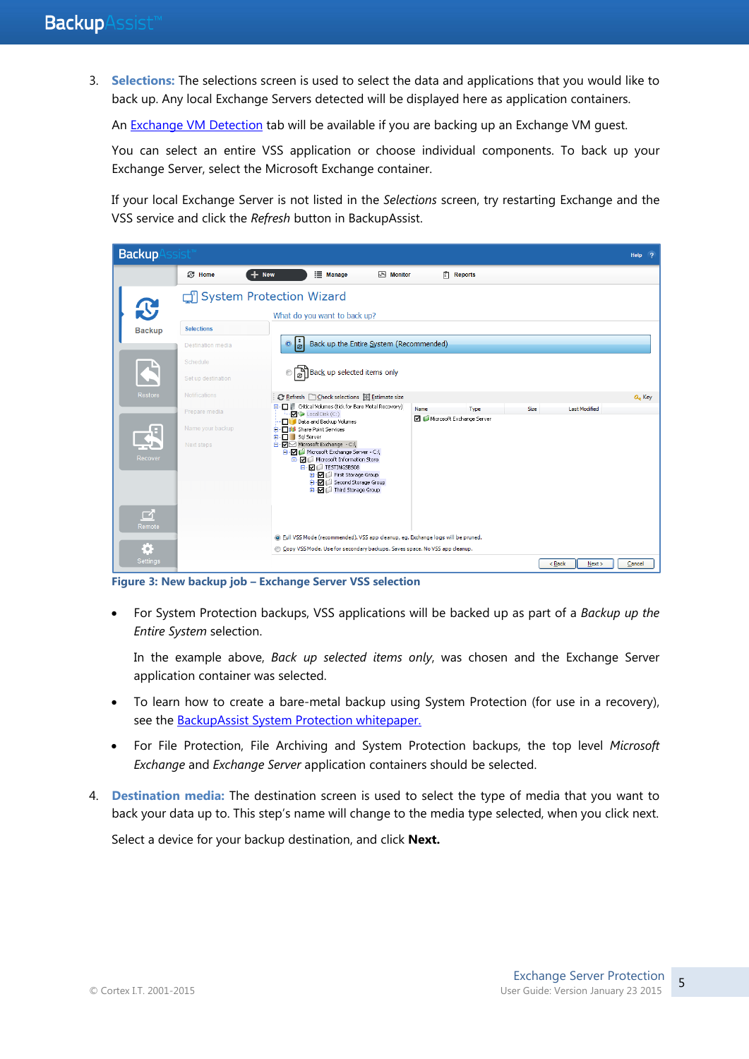3. **Selections:** The selections screen is used to select the data and applications that you would like to back up. Any local Exchange Servers detected will be displayed here as application containers.

   An [Exchange VM Detection]() tab will be available if you are backing up an Exchange VM guest.

   You can select an entire VSS application or choose individual components. To back up your Exchange Server, select the Microsoft Exchange container.

   If your local Exchange Server is not listed in the *Selections* screen, try restarting Exchange and the VSS service and click the *Refresh* button in BackupAssist.

**Figure 3: New backup job – Exchange Server VSS selection**

- For System Protection backups, VSS applications will be backed up as part of a *Backup up the Entire System* selection.

  In the example above, *Back up selected items only*, was chosen and the Exchange Server application container was selected.

- To learn how to create a bare-metal backup using System Protection (for use in a recovery), see the [BackupAssist System Protection whitepaper.]()

- For File Protection, File Archiving and System Protection backups, the top level *Microsoft Exchange* and *Exchange Server* application containers should be selected.

4. **Destination media:** The destination screen is used to select the type of media that you want to back your data up to. This step's name will change to the media type selected, when you click next.

   Select a device for your backup destination, and click **Next.**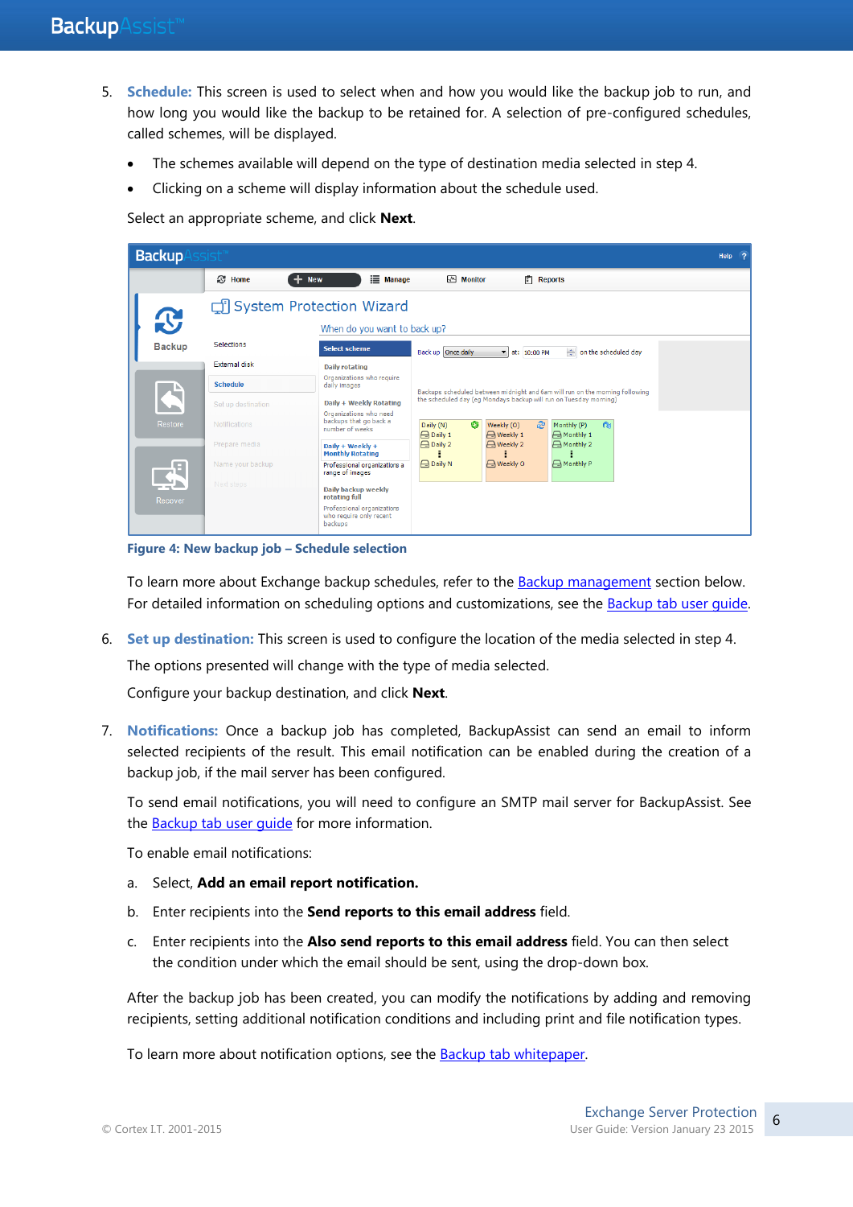5. **Schedule:** This screen is used to select when and how you would like the backup job to run, and how long you would like the backup to be retained for. A selection of pre-configured schedules, called schemes, will be displayed.

   - The schemes available will depend on the type of destination media selected in step 4.
   - Clicking on a scheme will display information about the schedule used.

   Select an appropriate scheme, and click **Next**.

   **Figure 4: New backup job – Schedule selection**

   To learn more about Exchange backup schedules, refer to the Backup management section below. For detailed information on scheduling options and customizations, see the Backup tab user guide.

6. **Set up destination:** This screen is used to configure the location of the media selected in step 4.

   The options presented will change with the type of media selected.

   Configure your backup destination, and click **Next**.

7. **Notifications:** Once a backup job has completed, BackupAssist can send an email to inform selected recipients of the result. This email notification can be enabled during the creation of a backup job, if the mail server has been configured.

   To send email notifications, you will need to configure an SMTP mail server for BackupAssist. See the Backup tab user guide for more information.

   To enable email notifications:

   a. Select, **Add an email report notification.**

   b. Enter recipients into the **Send reports to this email address** field.

   c. Enter recipients into the **Also send reports to this email address** field. You can then select the condition under which the email should be sent, using the drop-down box.

   After the backup job has been created, you can modify the notifications by adding and removing recipients, setting additional notification conditions and including print and file notification types.

   To learn more about notification options, see the Backup tab whitepaper.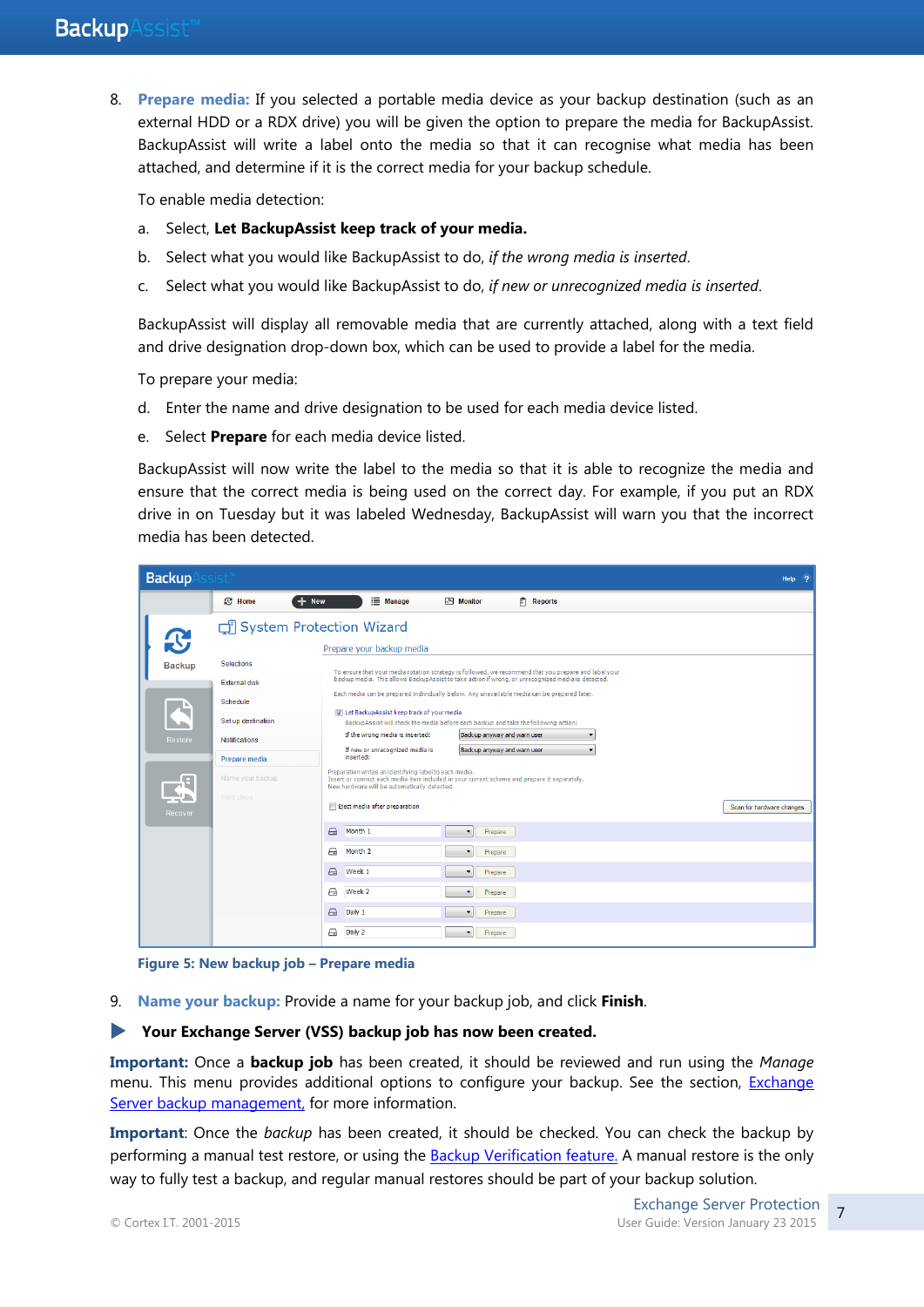8. **Prepare media:** If you selected a portable media device as your backup destination (such as an external HDD or a RDX drive) you will be given the option to prepare the media for BackupAssist. BackupAssist will write a label onto the media so that it can recognise what media has been attached, and determine if it is the correct media for your backup schedule.

   To enable media detection:

   a. Select, **Let BackupAssist keep track of your media.**

   b. Select what you would like BackupAssist to do, *if the wrong media is inserted*.

   c. Select what you would like BackupAssist to do, *if new or unrecognized media is inserted*.

   BackupAssist will display all removable media that are currently attached, along with a text field and drive designation drop-down box, which can be used to provide a label for the media.

   To prepare your media:

   d. Enter the name and drive designation to be used for each media device listed.

   e. Select **Prepare** for each media device listed.

   BackupAssist will now write the label to the media so that it is able to recognize the media and ensure that the correct media is being used on the correct day. For example, if you put an RDX drive in on Tuesday but it was labeled Wednesday, BackupAssist will warn you that the incorrect media has been detected.

**Figure 5: New backup job – Prepare media**

9. **Name your backup:** Provide a name for your backup job, and click **Finish**.

▶ **Your Exchange Server (VSS) backup job has now been created.**

**Important:** Once a **backup job** has been created, it should be reviewed and run using the *Manage* menu. This menu provides additional options to configure your backup. See the section, Exchange Server backup management, for more information.

**Important**: Once the *backup* has been created, it should be checked. You can check the backup by performing a manual test restore, or using the Backup Verification feature. A manual restore is the only way to fully test a backup, and regular manual restores should be part of your backup solution.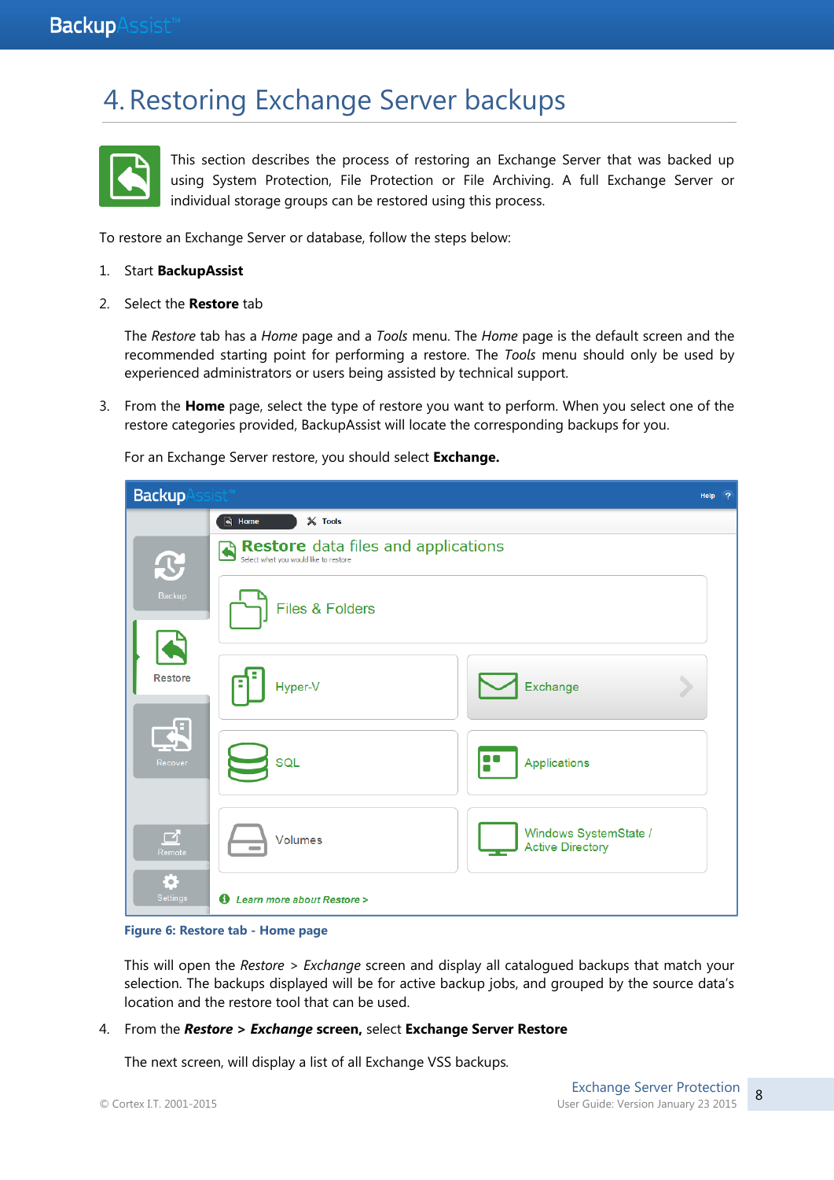# 4. Restoring Exchange Server backups

This section describes the process of restoring an Exchange Server that was backed up using System Protection, File Protection or File Archiving. A full Exchange Server or individual storage groups can be restored using this process.

To restore an Exchange Server or database, follow the steps below:

1. Start **BackupAssist**

2. Select the **Restore** tab

   The *Restore* tab has a *Home* page and a *Tools* menu. The *Home* page is the default screen and the recommended starting point for performing a restore. The *Tools* menu should only be used by experienced administrators or users being assisted by technical support.

3. From the **Home** page, select the type of restore you want to perform. When you select one of the restore categories provided, BackupAssist will locate the corresponding backups for you.

   For an Exchange Server restore, you should select **Exchange.**

   **Figure 6: Restore tab - Home page**

   This will open the *Restore* > *Exchange* screen and display all catalogued backups that match your selection. The backups displayed will be for active backup jobs, and grouped by the source data's location and the restore tool that can be used.

4. From the ***Restore* > *Exchange* screen,** select **Exchange Server Restore**

   The next screen, will display a list of all Exchange VSS backups.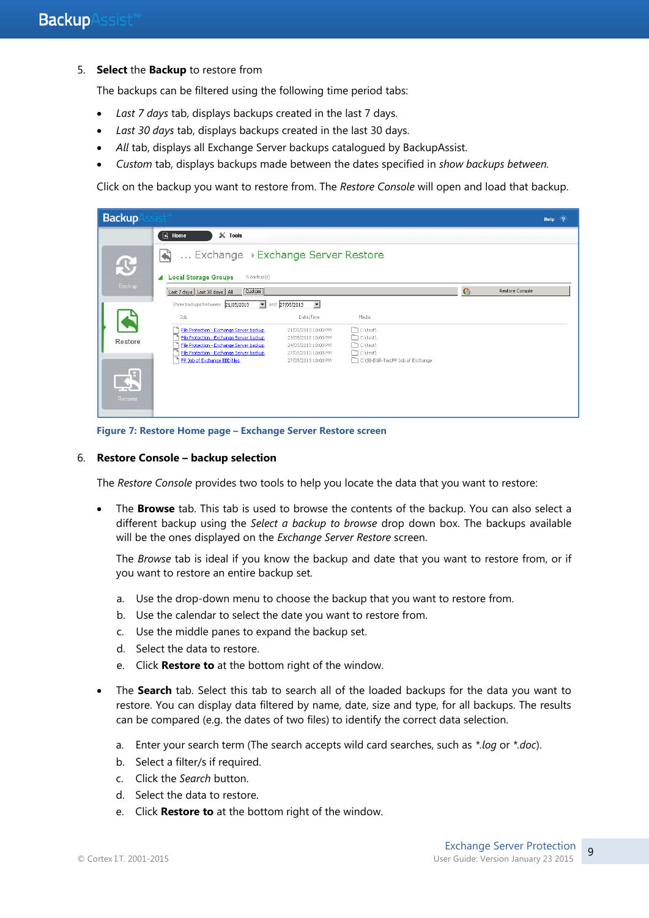5. **Select** the **Backup** to restore from

   The backups can be filtered using the following time period tabs:

   - *Last 7 days* tab, displays backups created in the last 7 days.
   - *Last 30 days* tab, displays backups created in the last 30 days.
   - *All* tab, displays all Exchange Server backups catalogued by BackupAssist.
   - *Custom* tab, displays backups made between the dates specified in *show backups between*.

   Click on the backup you want to restore from. The *Restore Console* will open and load that backup.

   Figure 7: Restore Home page – Exchange Server Restore screen

6. **Restore Console – backup selection**

   The *Restore Console* provides two tools to help you locate the data that you want to restore:

   - The **Browse** tab. This tab is used to browse the contents of the backup. You can also select a different backup using the *Select a backup to browse* drop down box. The backups available will be the ones displayed on the *Exchange Server Restore* screen.

     The *Browse* tab is ideal if you know the backup and date that you want to restore from, or if you want to restore an entire backup set.

     a. Use the drop-down menu to choose the backup that you want to restore from.
     b. Use the calendar to select the date you want to restore from.
     c. Use the middle panes to expand the backup set.
     d. Select the data to restore.
     e. Click **Restore to** at the bottom right of the window.

   - The **Search** tab. Select this tab to search all of the loaded backups for the data you want to restore. You can display data filtered by name, date, size and type, for all backups. The results can be compared (e.g. the dates of two files) to identify the correct data selection.

     a. Enter your search term (The search accepts wild card searches, such as **.log* or **.doc*).
     b. Select a filter/s if required.
     c. Click the *Search* button.
     d. Select the data to restore.
     e. Click **Restore to** at the bottom right of the window.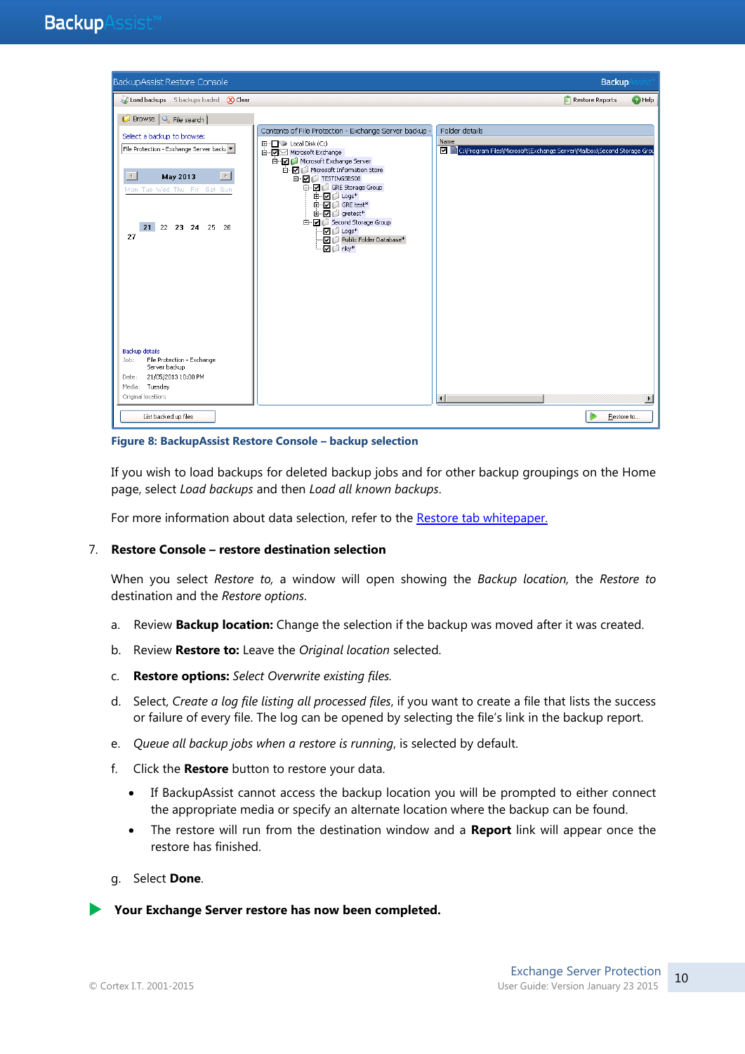**Figure 8: BackupAssist Restore Console – backup selection**

If you wish to load backups for deleted backup jobs and for other backup groupings on the Home page, select *Load backups* and then *Load all known backups*.

For more information about data selection, refer to the [Restore tab whitepaper.](#)

7. **Restore Console – restore destination selection**

   When you select *Restore to,* a window will open showing the *Backup location,* the *Restore to* destination and the *Restore options*.

   a. Review **Backup location:** Change the selection if the backup was moved after it was created.

   b. Review **Restore to:** Leave the *Original location* selected.

   c. **Restore options:** *Select Overwrite existing files.*

   d. Select, *Create a log file listing all processed files*, if you want to create a file that lists the success or failure of every file. The log can be opened by selecting the file's link in the backup report.

   e. *Queue all backup jobs when a restore is running*, is selected by default.

   f. Click the **Restore** button to restore your data.

      - If BackupAssist cannot access the backup location you will be prompted to either connect the appropriate media or specify an alternate location where the backup can be found.
      - The restore will run from the destination window and a **Report** link will appear once the restore has finished.

   g. Select **Done**.

**Your Exchange Server restore has now been completed.**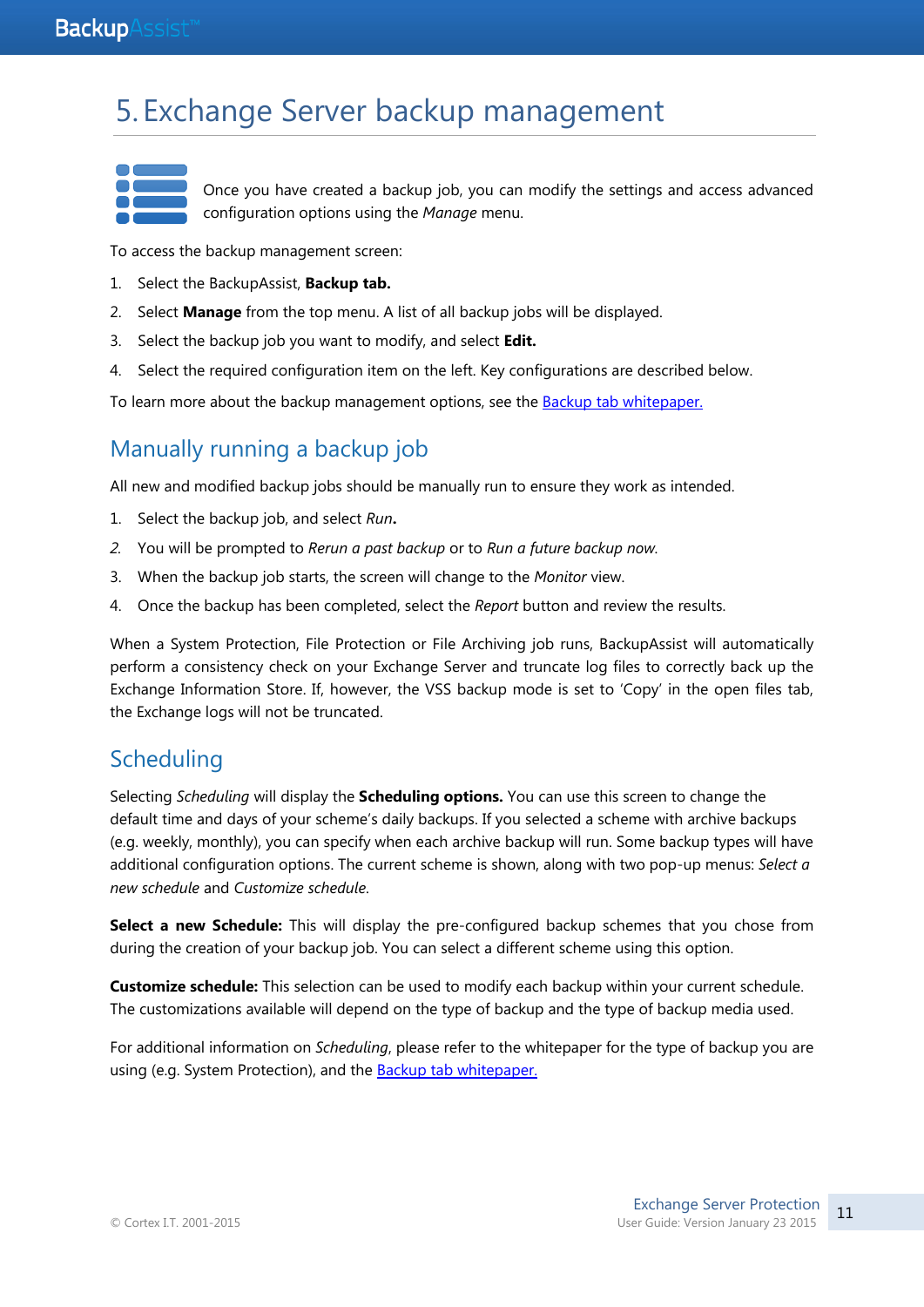# 5. Exchange Server backup management

Once you have created a backup job, you can modify the settings and access advanced configuration options using the *Manage* menu.

To access the backup management screen:

1. Select the BackupAssist, **Backup tab.**
2. Select **Manage** from the top menu. A list of all backup jobs will be displayed.
3. Select the backup job you want to modify, and select **Edit.**
4. Select the required configuration item on the left. Key configurations are described below.

To learn more about the backup management options, see the [Backup tab whitepaper.]()

## Manually running a backup job

All new and modified backup jobs should be manually run to ensure they work as intended.

1. Select the backup job, and select *Run***.**
2. You will be prompted to *Rerun a past backup* or to *Run a future backup now.*
3. When the backup job starts, the screen will change to the *Monitor* view.
4. Once the backup has been completed, select the *Report* button and review the results.

When a System Protection, File Protection or File Archiving job runs, BackupAssist will automatically perform a consistency check on your Exchange Server and truncate log files to correctly back up the Exchange Information Store. If, however, the VSS backup mode is set to 'Copy' in the open files tab, the Exchange logs will not be truncated.

## Scheduling

Selecting *Scheduling* will display the **Scheduling options.** You can use this screen to change the default time and days of your scheme's daily backups. If you selected a scheme with archive backups (e.g. weekly, monthly), you can specify when each archive backup will run. Some backup types will have additional configuration options. The current scheme is shown, along with two pop-up menus: *Select a new schedule* and *Customize schedule*.

**Select a new Schedule:** This will display the pre-configured backup schemes that you chose from during the creation of your backup job. You can select a different scheme using this option.

**Customize schedule:** This selection can be used to modify each backup within your current schedule. The customizations available will depend on the type of backup and the type of backup media used.

For additional information on *Scheduling*, please refer to the whitepaper for the type of backup you are using (e.g. System Protection), and the [Backup tab whitepaper.]()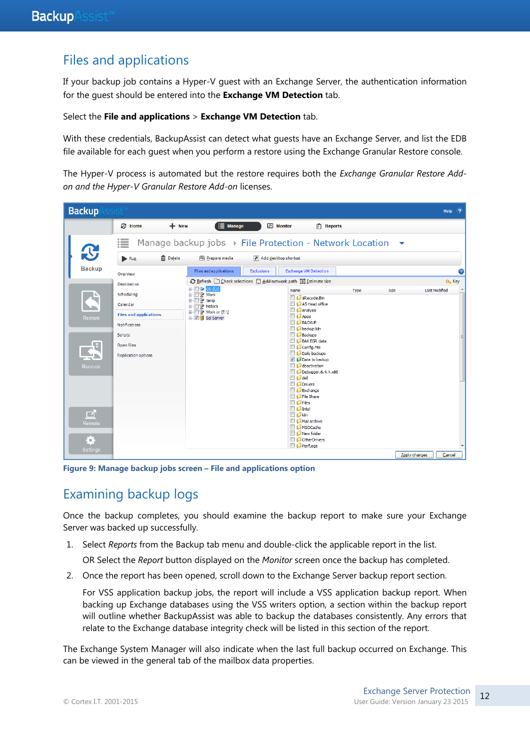## Files and applications

If your backup job contains a Hyper-V guest with an Exchange Server, the authentication information for the guest should be entered into the **Exchange VM Detection** tab.

Select the **File and applications** > **Exchange VM Detection** tab.

With these credentials, BackupAssist can detect what guests have an Exchange Server, and list the EDB file available for each guest when you perform a restore using the Exchange Granular Restore console.

The Hyper-V process is automated but the restore requires both the *Exchange Granular Restore Add-on and the Hyper-V Granular Restore Add-on* licenses.

**Figure 9: Manage backup jobs screen – File and applications option**

## Examining backup logs

Once the backup completes, you should examine the backup report to make sure your Exchange Server was backed up successfully.

1. Select *Reports* from the Backup tab menu and double-click the applicable report in the list.

   OR Select the *Report* button displayed on the *Monitor* screen once the backup has completed.

2. Once the report has been opened, scroll down to the Exchange Server backup report section.

   For VSS application backup jobs, the report will include a VSS application backup report. When backing up Exchange databases using the VSS writers option, a section within the backup report will outline whether BackupAssist was able to backup the databases consistently. Any errors that relate to the Exchange database integrity check will be listed in this section of the report.

The Exchange System Manager will also indicate when the last full backup occurred on Exchange. This can be viewed in the general tab of the mailbox data properties.

© Cortex I.T. 2001-2015